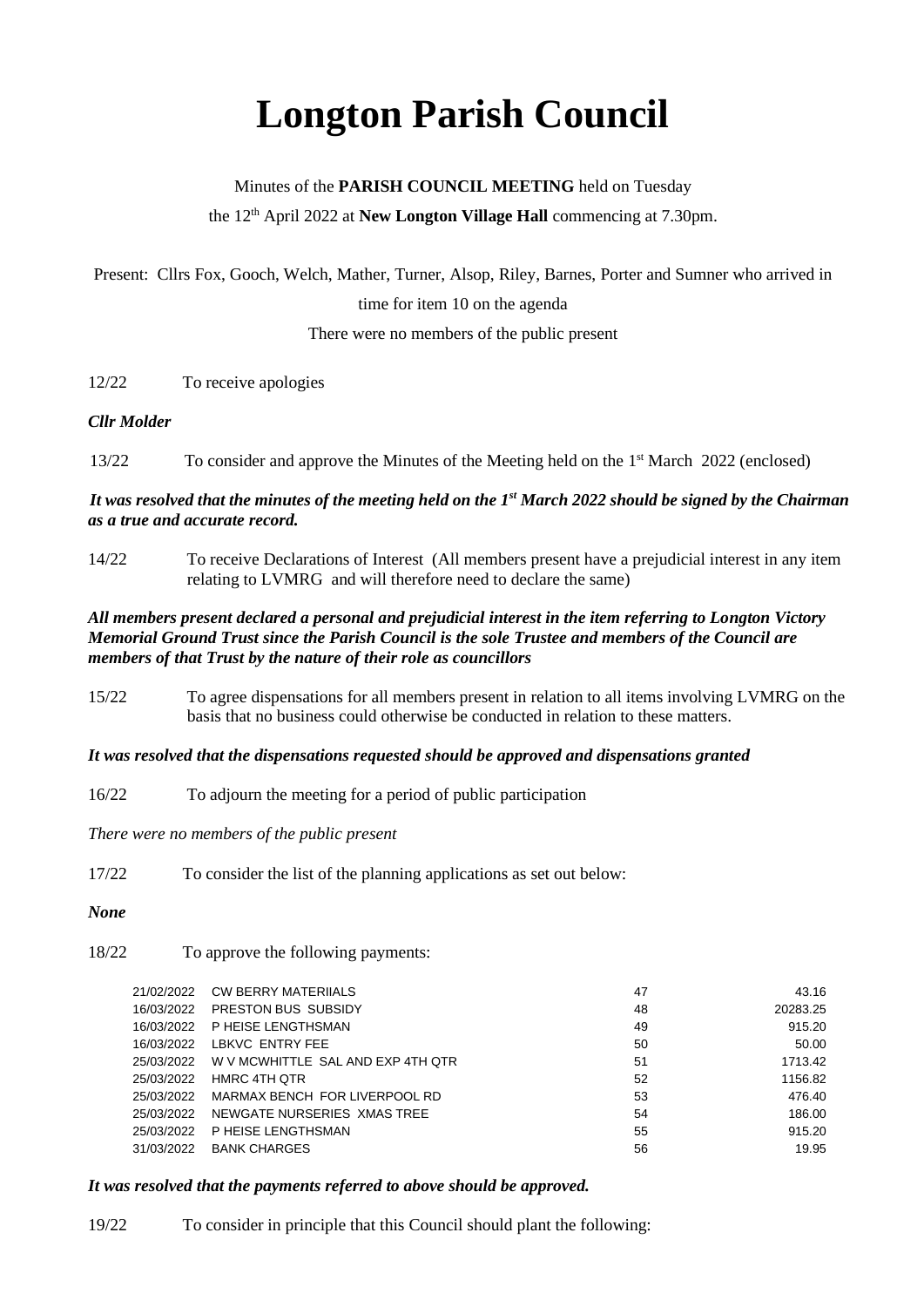# Longton Parish Council

Minutes of the **PARISH COUNCIL MEETING** held on Tuesday the 12th April 2022 at **New Longton Village Hall** commencing at 7.30pm.

Present: Cllrs Fox, Gooch, Welch, Mather, Turner, Alsop, Riley, Barnes, Porter and Sumner who arrived in time for item 10 on the agenda

There were no members of the public present

12/22 To receive apologies

***Cllr Molder***

13/22 To consider and approve the Minutes of the Meeting held on the 1st March 2022 (enclosed)

***It was resolved that the minutes of the meeting held on the 1st March 2022 should be signed by the Chairman as a true and accurate record.***

14/22 To receive Declarations of Interest (All members present have a prejudicial interest in any item relating to LVMRG and will therefore need to declare the same)

***All members present declared a personal and prejudicial interest in the item referring to Longton Victory Memorial Ground Trust since the Parish Council is the sole Trustee and members of the Council are members of that Trust by the nature of their role as councillors***

15/22 To agree dispensations for all members present in relation to all items involving LVMRG on the basis that no business could otherwise be conducted in relation to these matters.

***It was resolved that the dispensations requested should be approved and dispensations granted***

16/22 To adjourn the meeting for a period of public participation

*There were no members of the public present*

17/22 To consider the list of the planning applications as set out below:

***None***

18/22 To approve the following payments:

| | | | |
|---|---|---|---|
| 21/02/2022 | CW BERRY MATERIIALS | 47 | 43.16 |
| 16/03/2022 | PRESTON BUS SUBSIDY | 48 | 20283.25 |
| 16/03/2022 | P HEISE LENGTHSMAN | 49 | 915.20 |
| 16/03/2022 | LBKVC ENTRY FEE | 50 | 50.00 |
| 25/03/2022 | W V MCWHITTLE SAL AND EXP 4TH QTR | 51 | 1713.42 |
| 25/03/2022 | HMRC 4TH QTR | 52 | 1156.82 |
| 25/03/2022 | MARMAX BENCH FOR LIVERPOOL RD | 53 | 476.40 |
| 25/03/2022 | NEWGATE NURSERIES XMAS TREE | 54 | 186.00 |
| 25/03/2022 | P HEISE LENGTHSMAN | 55 | 915.20 |
| 31/03/2022 | BANK CHARGES | 56 | 19.95 |

***It was resolved that the payments referred to above should be approved.***

19/22 To consider in principle that this Council should plant the following: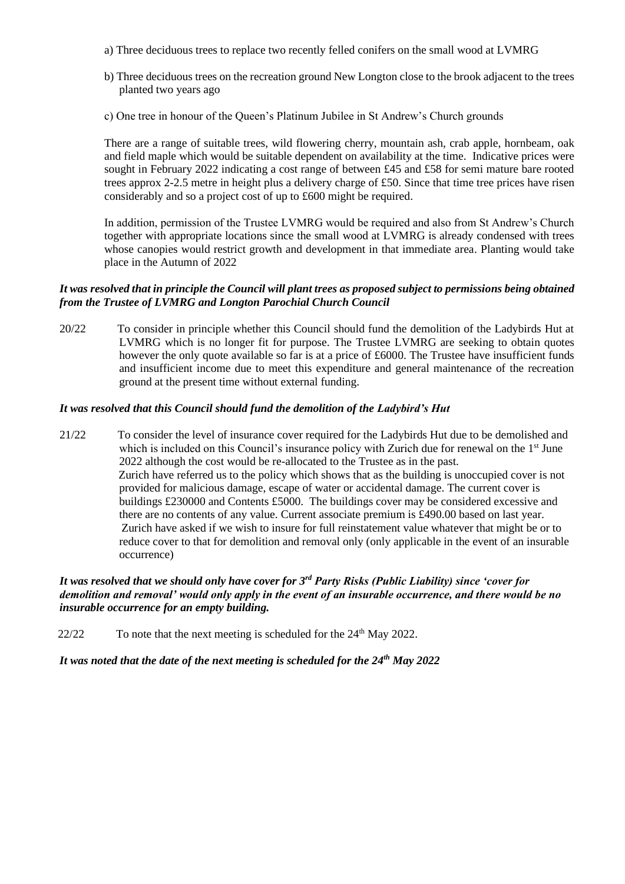a) Three deciduous trees to replace two recently felled conifers on the small wood at LVMRG

b) Three deciduous trees on the recreation ground New Longton close to the brook adjacent to the trees planted two years ago

c) One tree in honour of the Queen's Platinum Jubilee in St Andrew's Church grounds

There are a range of suitable trees, wild flowering cherry, mountain ash, crab apple, hornbeam, oak and field maple which would be suitable dependent on availability at the time. Indicative prices were sought in February 2022 indicating a cost range of between £45 and £58 for semi mature bare rooted trees approx 2-2.5 metre in height plus a delivery charge of £50. Since that time tree prices have risen considerably and so a project cost of up to £600 might be required.

In addition, permission of the Trustee LVMRG would be required and also from St Andrew's Church together with appropriate locations since the small wood at LVMRG is already condensed with trees whose canopies would restrict growth and development in that immediate area. Planting would take place in the Autumn of 2022

***It was resolved that in principle the Council will plant trees as proposed subject to permissions being obtained from the Trustee of LVMRG and Longton Parochial Church Council***

20/22 To consider in principle whether this Council should fund the demolition of the Ladybirds Hut at LVMRG which is no longer fit for purpose. The Trustee LVMRG are seeking to obtain quotes however the only quote available so far is at a price of £6000. The Trustee have insufficient funds and insufficient income due to meet this expenditure and general maintenance of the recreation ground at the present time without external funding.

***It was resolved that this Council should fund the demolition of the Ladybird's Hut***

21/22 To consider the level of insurance cover required for the Ladybirds Hut due to be demolished and which is included on this Council's insurance policy with Zurich due for renewal on the 1st June 2022 although the cost would be re-allocated to the Trustee as in the past.
Zurich have referred us to the policy which shows that as the building is unoccupied cover is not provided for malicious damage, escape of water or accidental damage. The current cover is buildings £230000 and Contents £5000. The buildings cover may be considered excessive and there are no contents of any value. Current associate premium is £490.00 based on last year.
Zurich have asked if we wish to insure for full reinstatement value whatever that might be or to reduce cover to that for demolition and removal only (only applicable in the event of an insurable occurrence)

***It was resolved that we should only have cover for 3rd Party Risks (Public Liability) since 'cover for demolition and removal' would only apply in the event of an insurable occurrence, and there would be no insurable occurrence for an empty building.***

22/22 To note that the next meeting is scheduled for the 24th May 2022.

***It was noted that the date of the next meeting is scheduled for the 24th May 2022***